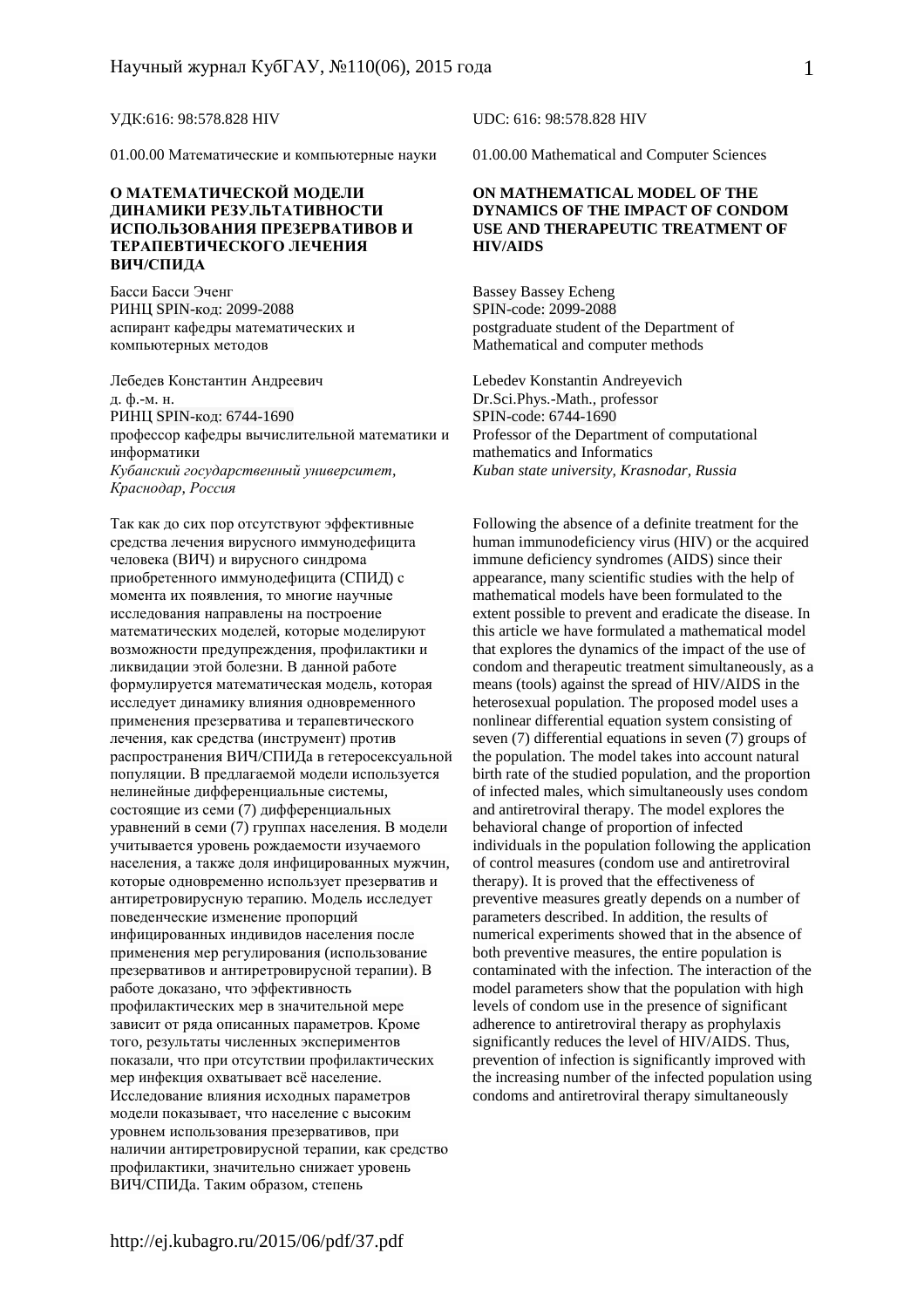УДК:616: 98:578.828 HIV

01.00.00 Математические и компьютерные науки

## О МАТЕМАТИЧЕСКОЙ МОДЕЛИ ДИНАМИКИ РЕЗУЛЬТАТИВНОСТИ ИСПОЛЬЗОВАНИЯ ПРЕЗЕРВАТИВОВ И ТЕРАПЕВТИЧЕСКОГО ЛЕЧЕНИЯ ВИЧ/СПИДА

Басси Басси Эченг
РИНЦ SPIN-код: 2099-2088
аспирант кафедры математических и компьютерных методов

Лебедев Константин Андреевич
д. ф.-м. н.
РИНЦ SPIN-код: 6744-1690
профессор кафедры вычислительной математики и информатики
*Кубанский государственный университет, Краснодар, Россия*

Так как до сих пор отсутствуют эффективные средства лечения вирусного иммунодефицита человека (ВИЧ) и вирусного синдрома приобретенного иммунодефицита (СПИД) с момента их появления, то многие научные исследования направлены на построение математических моделей, которые моделируют возможности предупреждения, профилактики и ликвидации этой болезни. В данной работе формулируется математическая модель, которая исследует динамику влияния одновременного применения презерватива и терапевтического лечения, как средства (инструмент) против распространения ВИЧ/СПИДа в гетеросексуальной популяции. В предлагаемой модели используется нелинейные дифференциальные системы, состоящие из семи (7) дифференциальных уравнений в семи (7) группах населения. В модели учитывается уровень рождаемости изучаемого населения, а также доля инфицированных мужчин, которые одновременно использует презерватив и антиретровирусную терапию. Модель исследует поведенческие изменение пропорций инфицированных индивидов населения после применения мер регулирования (использование презервативов и антиретровирусной терапии). В работе доказано, что эффективность профилактических мер в значительной мере зависит от ряда описанных параметров. Кроме того, результаты численных экспериментов показали, что при отсутствии профилактических мер инфекция охватывает всё население. Исследование влияния исходных параметров модели показывает, что население с высоким уровнем использования презервативов, при наличии антиретровирусной терапии, как средство профилактики, значительно снижает уровень ВИЧ/СПИДа. Таким образом, степень

UDC: 616: 98:578.828 HIV

01.00.00 Mathematical and Computer Sciences

## ON MATHEMATICAL MODEL OF THE DYNAMICS OF THE IMPACT OF CONDOM USE AND THERAPEUTIC TREATMENT OF HIV/AIDS

Bassey Bassey Echeng
SPIN-code: 2099-2088
postgraduate student of the Department of Mathematical and computer methods

Lebedev Konstantin Andreyevich
Dr.Sci.Phys.-Math., professor
SPIN-code: 6744-1690
Professor of the Department of computational mathematics and Informatics
*Kuban state university, Krasnodar, Russia*

Following the absence of a definite treatment for the human immunodeficiency virus (HIV) or the acquired immune deficiency syndromes (AIDS) since their appearance, many scientific studies with the help of mathematical models have been formulated to the extent possible to prevent and eradicate the disease. In this article we have formulated a mathematical model that explores the dynamics of the impact of the use of condom and therapeutic treatment simultaneously, as a means (tools) against the spread of HIV/AIDS in the heterosexual population. The proposed model uses a nonlinear differential equation system consisting of seven (7) differential equations in seven (7) groups of the population. The model takes into account natural birth rate of the studied population, and the proportion of infected males, which simultaneously uses condom and antiretroviral therapy. The model explores the behavioral change of proportion of infected individuals in the population following the application of control measures (condom use and antiretroviral therapy). It is proved that the effectiveness of preventive measures greatly depends on a number of parameters described. In addition, the results of numerical experiments showed that in the absence of both preventive measures, the entire population is contaminated with the infection. The interaction of the model parameters show that the population with high levels of condom use in the presence of significant adherence to antiretroviral therapy as prophylaxis significantly reduces the level of HIV/AIDS. Thus, prevention of infection is significantly improved with the increasing number of the infected population using condoms and antiretroviral therapy simultaneously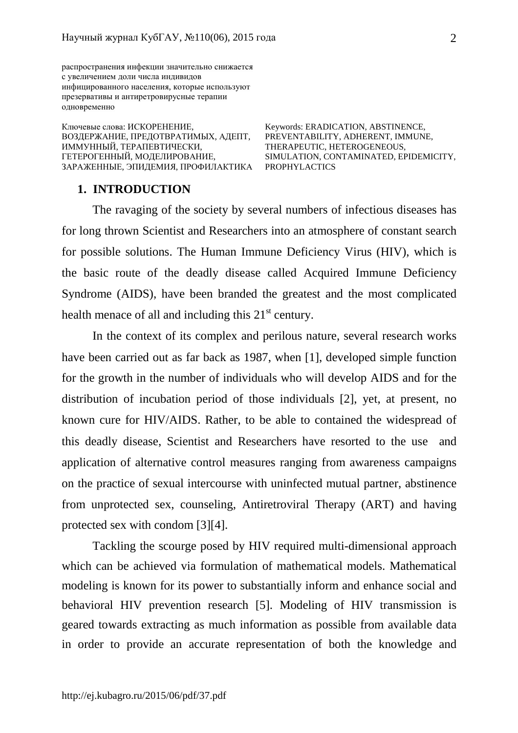распространения инфекции значительно снижается с увеличением доли числа индивидов инфицированного населения, которые используют презервативы и антиретровирусные терапии одновременно

Ключевые слова: ИСКОРЕНЕНИЕ, ВОЗДЕРЖАНИЕ, ПРЕДОТВРАТИМЫХ, АДЕПТ, ИММУННЫЙ, ТЕРАПЕВТИЧЕСКИ, ГЕТЕРОГЕННЫЙ, МОДЕЛИРОВАНИЕ, ЗАРАЖЕННЫЕ, ЭПИДЕМИЯ, ПРОФИЛАКТИКА

Keywords: ERADICATION, ABSTINENCE, PREVENTABILITY, ADHERENT, IMMUNE, THERAPEUTIC, HETEROGENEOUS, SIMULATION, CONTAMINATED, EPIDEMICITY, PROPHYLACTICS

## 1. INTRODUCTION

The ravaging of the society by several numbers of infectious diseases has for long thrown Scientist and Researchers into an atmosphere of constant search for possible solutions. The Human Immune Deficiency Virus (HIV), which is the basic route of the deadly disease called Acquired Immune Deficiency Syndrome (AIDS), have been branded the greatest and the most complicated health menace of all and including this $21^{st}$ century.

In the context of its complex and perilous nature, several research works have been carried out as far back as 1987, when [1], developed simple function for the growth in the number of individuals who will develop AIDS and for the distribution of incubation period of those individuals [2], yet, at present, no known cure for HIV/AIDS. Rather, to be able to contained the widespread of this deadly disease, Scientist and Researchers have resorted to the use and application of alternative control measures ranging from awareness campaigns on the practice of sexual intercourse with uninfected mutual partner, abstinence from unprotected sex, counseling, Antiretroviral Therapy (ART) and having protected sex with condom [3][4].

Tackling the scourge posed by HIV required multi-dimensional approach which can be achieved via formulation of mathematical models. Mathematical modeling is known for its power to substantially inform and enhance social and behavioral HIV prevention research [5]. Modeling of HIV transmission is geared towards extracting as much information as possible from available data in order to provide an accurate representation of both the knowledge and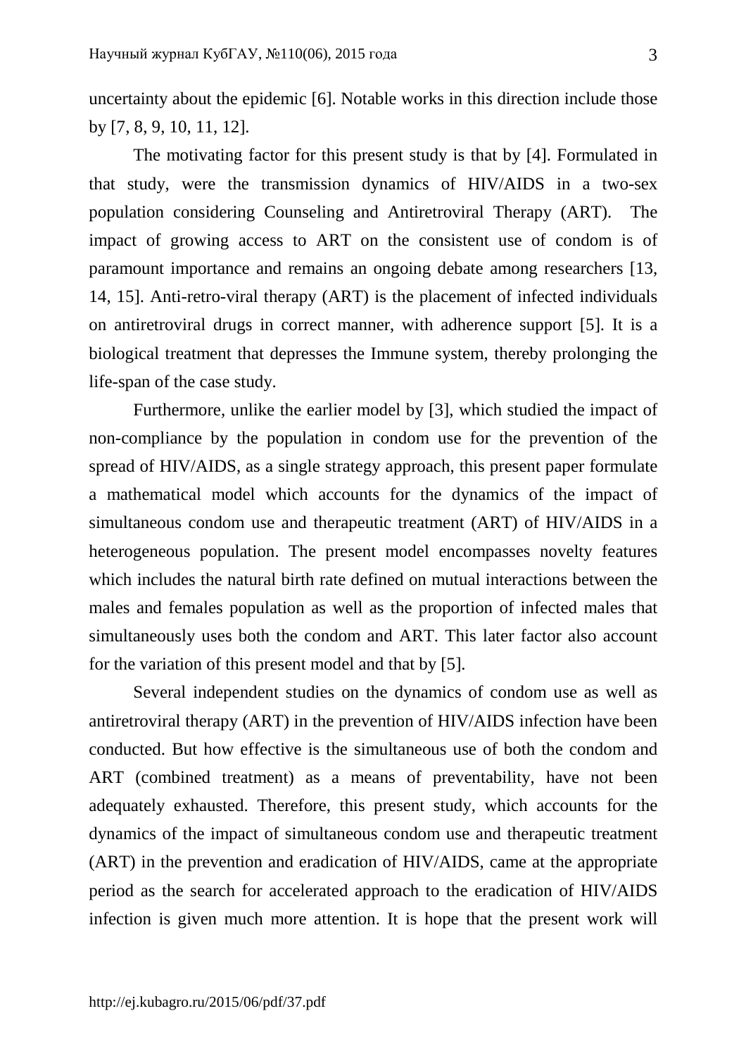uncertainty about the epidemic [6]. Notable works in this direction include those by [7, 8, 9, 10, 11, 12].

The motivating factor for this present study is that by [4]. Formulated in that study, were the transmission dynamics of HIV/AIDS in a two-sex population considering Counseling and Antiretroviral Therapy (ART). The impact of growing access to ART on the consistent use of condom is of paramount importance and remains an ongoing debate among researchers [13, 14, 15]. Anti-retro-viral therapy (ART) is the placement of infected individuals on antiretroviral drugs in correct manner, with adherence support [5]. It is a biological treatment that depresses the Immune system, thereby prolonging the life-span of the case study.

Furthermore, unlike the earlier model by [3], which studied the impact of non-compliance by the population in condom use for the prevention of the spread of HIV/AIDS, as a single strategy approach, this present paper formulate a mathematical model which accounts for the dynamics of the impact of simultaneous condom use and therapeutic treatment (ART) of HIV/AIDS in a heterogeneous population. The present model encompasses novelty features which includes the natural birth rate defined on mutual interactions between the males and females population as well as the proportion of infected males that simultaneously uses both the condom and ART. This later factor also account for the variation of this present model and that by [5].

Several independent studies on the dynamics of condom use as well as antiretroviral therapy (ART) in the prevention of HIV/AIDS infection have been conducted. But how effective is the simultaneous use of both the condom and ART (combined treatment) as a means of preventability, have not been adequately exhausted. Therefore, this present study, which accounts for the dynamics of the impact of simultaneous condom use and therapeutic treatment (ART) in the prevention and eradication of HIV/AIDS, came at the appropriate period as the search for accelerated approach to the eradication of HIV/AIDS infection is given much more attention. It is hope that the present work will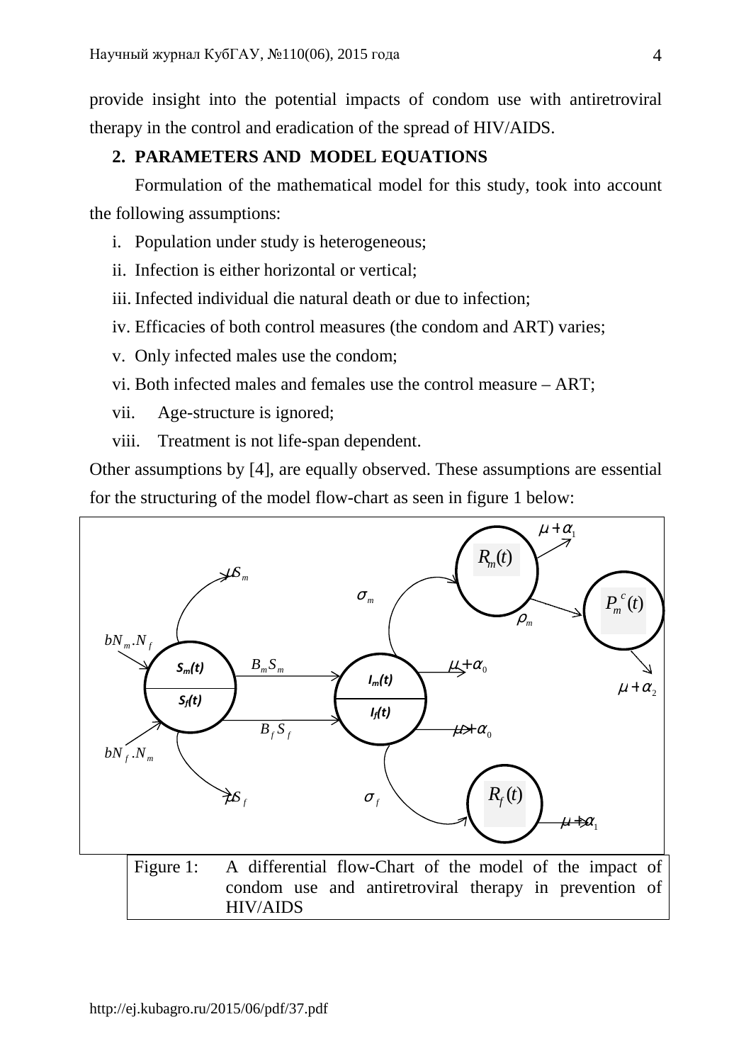provide insight into the potential impacts of condom use with antiretroviral therapy in the control and eradication of the spread of HIV/AIDS.

## 2. PARAMETERS AND MODEL EQUATIONS

Formulation of the mathematical model for this study, took into account the following assumptions:

i. Population under study is heterogeneous;
ii. Infection is either horizontal or vertical;
iii. Infected individual die natural death or due to infection;
iv. Efficacies of both control measures (the condom and ART) varies;
v. Only infected males use the condom;
vi. Both infected males and females use the control measure – ART;
vii. Age-structure is ignored;
viii. Treatment is not life-span dependent.

Other assumptions by [4], are equally observed. These assumptions are essential for the structuring of the model flow-chart as seen in figure 1 below:

Figure 1: A differential flow-Chart of the model of the impact of condom use and antiretroviral therapy in prevention of HIV/AIDS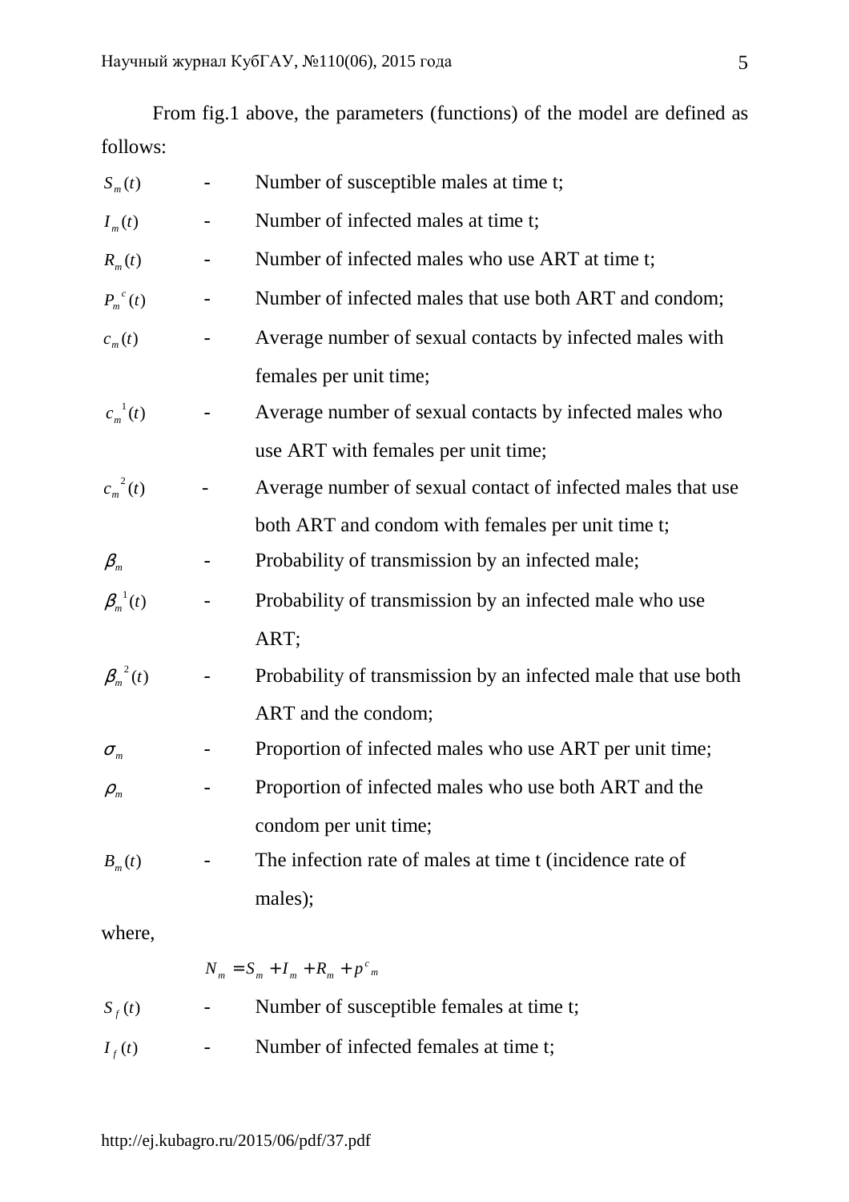From fig.1 above, the parameters (functions) of the model are defined as follows:

$S_m(t)$ - Number of susceptible males at time t;

$I_m(t)$ - Number of infected males at time t;

$R_m(t)$ - Number of infected males who use ART at time t;

$P_m^{\ c}(t)$ - Number of infected males that use both ART and condom;

$c_m(t)$ - Average number of sexual contacts by infected males with females per unit time;

$c_m^{\ 1}(t)$ - Average number of sexual contacts by infected males who use ART with females per unit time;

$c_m^{\ 2}(t)$ - Average number of sexual contact of infected males that use both ART and condom with females per unit time t;

$\beta_m$ - Probability of transmission by an infected male;

$\beta_m^{\ 1}(t)$ - Probability of transmission by an infected male who use ART;

$\beta_m^{\ 2}(t)$ - Probability of transmission by an infected male that use both ART and the condom;

$\sigma_m$ - Proportion of infected males who use ART per unit time;

$\rho_m$ - Proportion of infected males who use both ART and the condom per unit time;

$B_m(t)$ - The infection rate of males at time t (incidence rate of males);

where,

$$N_m = S_m + I_m + R_m + p^c{}_m$$

$S_f(t)$ - Number of susceptible females at time t;

$I_f(t)$ - Number of infected females at time t;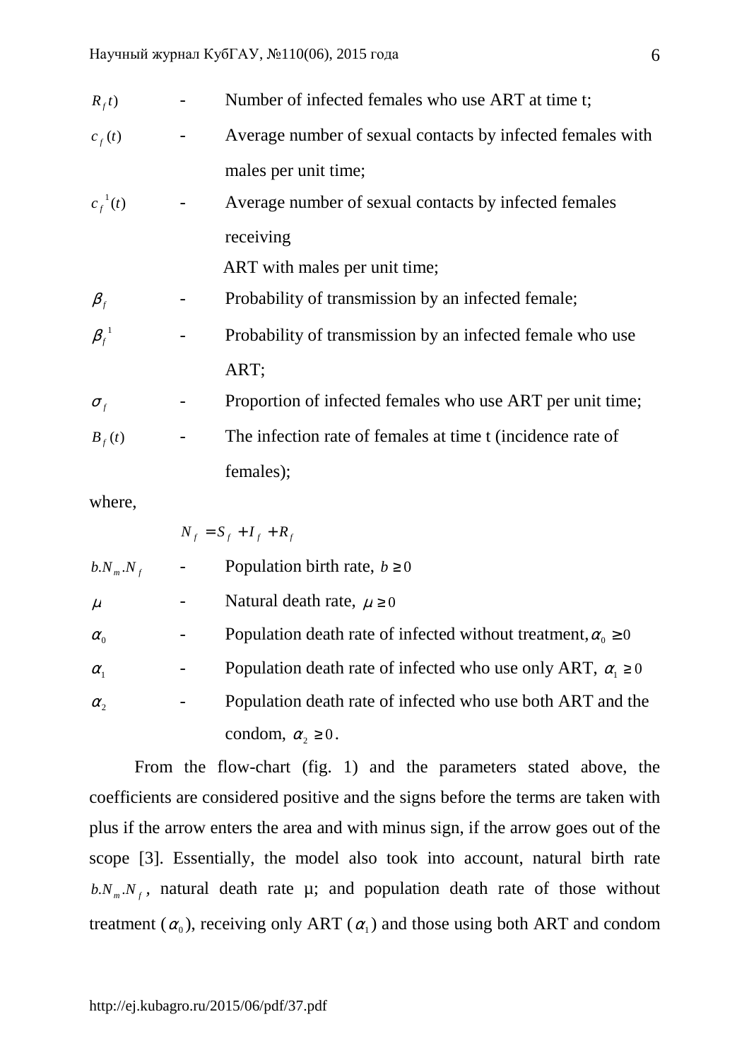$R_f t)$ - Number of infected females who use ART at time t;

$c_f(t)$ - Average number of sexual contacts by infected females with males per unit time;

$c_f^{\,1}(t)$ - Average number of sexual contacts by infected females receiving ART with males per unit time;

$\beta_f$ - Probability of transmission by an infected female;

$\beta_f^{\,1}$ - Probability of transmission by an infected female who use ART;

$\sigma_f$ - Proportion of infected females who use ART per unit time;

$B_f(t)$ - The infection rate of females at time t (incidence rate of females);

where,

$$N_f = S_f + I_f + R_f$$

$b.N_m.N_f$ - Population birth rate, $b \geq 0$

$\mu$ - Natural death rate, $\mu \geq 0$

$\alpha_0$ - Population death rate of infected without treatment, $\alpha_0 \geq 0$

$\alpha_1$ - Population death rate of infected who use only ART, $\alpha_1 \geq 0$

$\alpha_2$ - Population death rate of infected who use both ART and the condom, $\alpha_2 \geq 0$.

From the flow-chart (fig. 1) and the parameters stated above, the coefficients are considered positive and the signs before the terms are taken with plus if the arrow enters the area and with minus sign, if the arrow goes out of the scope [3]. Essentially, the model also took into account, natural birth rate $b.N_m.N_f$, natural death rate μ; and population death rate of those without treatment ($\alpha_0$), receiving only ART ($\alpha_1$) and those using both ART and condom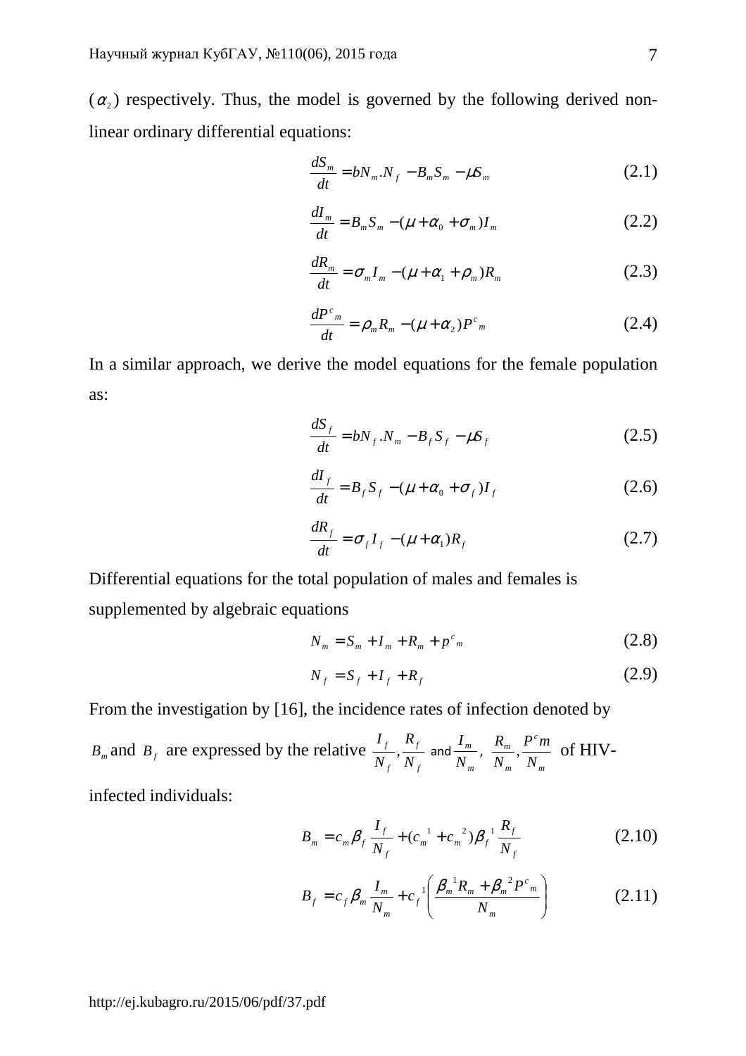($\alpha_2$) respectively. Thus, the model is governed by the following derived non-linear ordinary differential equations:

$$\frac{dS_m}{dt} = bN_m.N_f - B_m S_m - \mu S_m \tag{2.1}$$

$$\frac{dI_m}{dt} = B_m S_m - (\mu + \alpha_0 + \sigma_m) I_m \tag{2.2}$$

$$\frac{dR_m}{dt} = \sigma_m I_m - (\mu + \alpha_1 + \rho_m) R_m \tag{2.3}$$

$$\frac{dP^c{}_m}{dt} = \rho_m R_m - (\mu + \alpha_2) P^c{}_m \tag{2.4}$$

In a similar approach, we derive the model equations for the female population as:

$$\frac{dS_f}{dt} = bN_f.N_m - B_f S_f - \mu S_f \tag{2.5}$$

$$\frac{dI_f}{dt} = B_f S_f - (\mu + \alpha_0 + \sigma_f) I_f \tag{2.6}$$

$$\frac{dR_f}{dt} = \sigma_f I_f - (\mu + \alpha_1) R_f \tag{2.7}$$

Differential equations for the total population of males and females is supplemented by algebraic equations

$$N_m = S_m + I_m + R_m + p^c{}_m \tag{2.8}$$

$$N_f = S_f + I_f + R_f \tag{2.9}$$

From the investigation by [16], the incidence rates of infection denoted by $B_m$ and $B_f$ are expressed by the relative $\frac{I_f}{N_f}, \frac{R_f}{N_f}$ and $\frac{I_m}{N_m}$, $\frac{R_m}{N_m}, \frac{P^c m}{N_m}$ of HIV-infected individuals:

$$B_m = c_m \beta_f \frac{I_f}{N_f} + (c_m{}^1 + c_m{}^2) \beta_f{}^1 \frac{R_f}{N_f} \tag{2.10}$$

$$B_f = c_f \beta_m \frac{I_m}{N_m} + c_f{}^1 \left( \frac{\beta_m{}^1 R_m + \beta_m{}^2 P^c{}_m}{N_m} \right) \tag{2.11}$$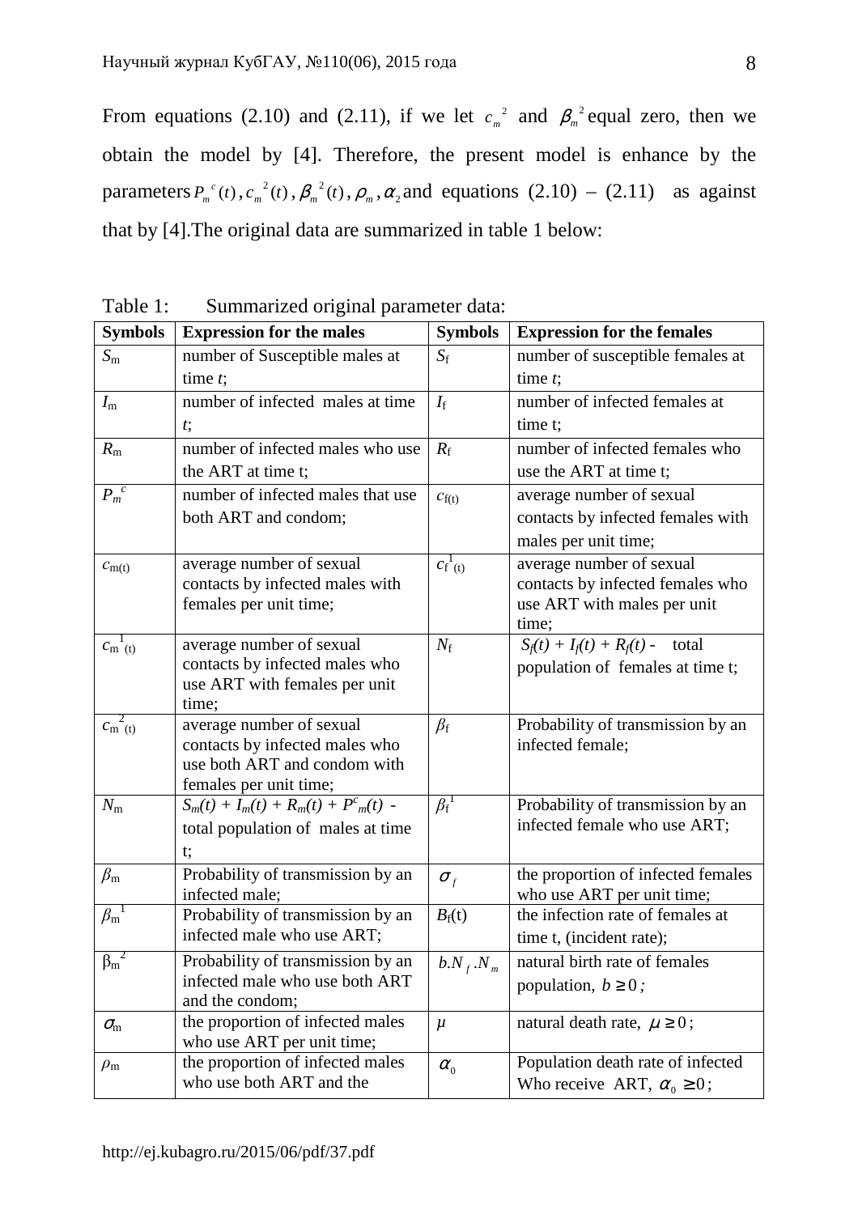From equations (2.10) and (2.11), if we let $c_m^{\ 2}$ and $\beta_m^{\ 2}$ equal zero, then we obtain the model by [4]. Therefore, the present model is enhance by the parameters $P_m^{\ c}(t)$, $c_m^{\ 2}(t)$, $\beta_m^{\ 2}(t)$, $\rho_m$, $\alpha_2$ and equations (2.10) – (2.11) as against that by [4].The original data are summarized in table 1 below:

Table 1: Summarized original parameter data:

| Symbols | Expression for the males | Symbols | Expression for the females |
|---|---|---|---|
| $S_m$ | number of Susceptible males at time $t$; | $S_f$ | number of susceptible females at time $t$; |
| $I_m$ | number of infected males at time $t$; | $I_f$ | number of infected females at time t; |
| $R_m$ | number of infected males who use the ART at time t; | $R_f$ | number of infected females who use the ART at time t; |
| $P_m^{\ c}$ | number of infected males that use both ART and condom; | $c_{f(t)}$ | average number of sexual contacts by infected females with males per unit time; |
| $c_{m(t)}$ | average number of sexual contacts by infected males with females per unit time; | $c_f^{\ 1}(t)$ | average number of sexual contacts by infected females who use ART with males per unit time; |
| $c_m^{\ 1}(t)$ | average number of sexual contacts by infected males who use ART with females per unit time; | $N_f$ | $S_f(t) + I_f(t) + R_f(t)$ - total population of females at time t; |
| $c_m^{\ 2}(t)$ | average number of sexual contacts by infected males who use both ART and condom with females per unit time; | $\beta_f$ | Probability of transmission by an infected female; |
| $N_m$ | $S_m(t) + I_m(t) + R_m(t) + P^c_m(t)$ - total population of males at time t; | $\beta_f^{\ 1}$ | Probability of transmission by an infected female who use ART; |
| $\beta_m$ | Probability of transmission by an infected male; | $\sigma_f$ | the proportion of infected females who use ART per unit time; |
| $\beta_m^{\ 1}$ | Probability of transmission by an infected male who use ART; | $B_f(t)$ | the infection rate of females at time t, (incident rate); |
| $\beta_m^{\ 2}$ | Probability of transmission by an infected male who use both ART and the condom; | $b.N_f.N_m$ | natural birth rate of females population, $b \geq 0$; |
| $\sigma_m$ | the proportion of infected males who use ART per unit time; | $\mu$ | natural death rate, $\mu \geq 0$; |
| $\rho_m$ | the proportion of infected males who use both ART and the | $\alpha_0$ | Population death rate of infected Who receive ART, $\alpha_0 \geq 0$; |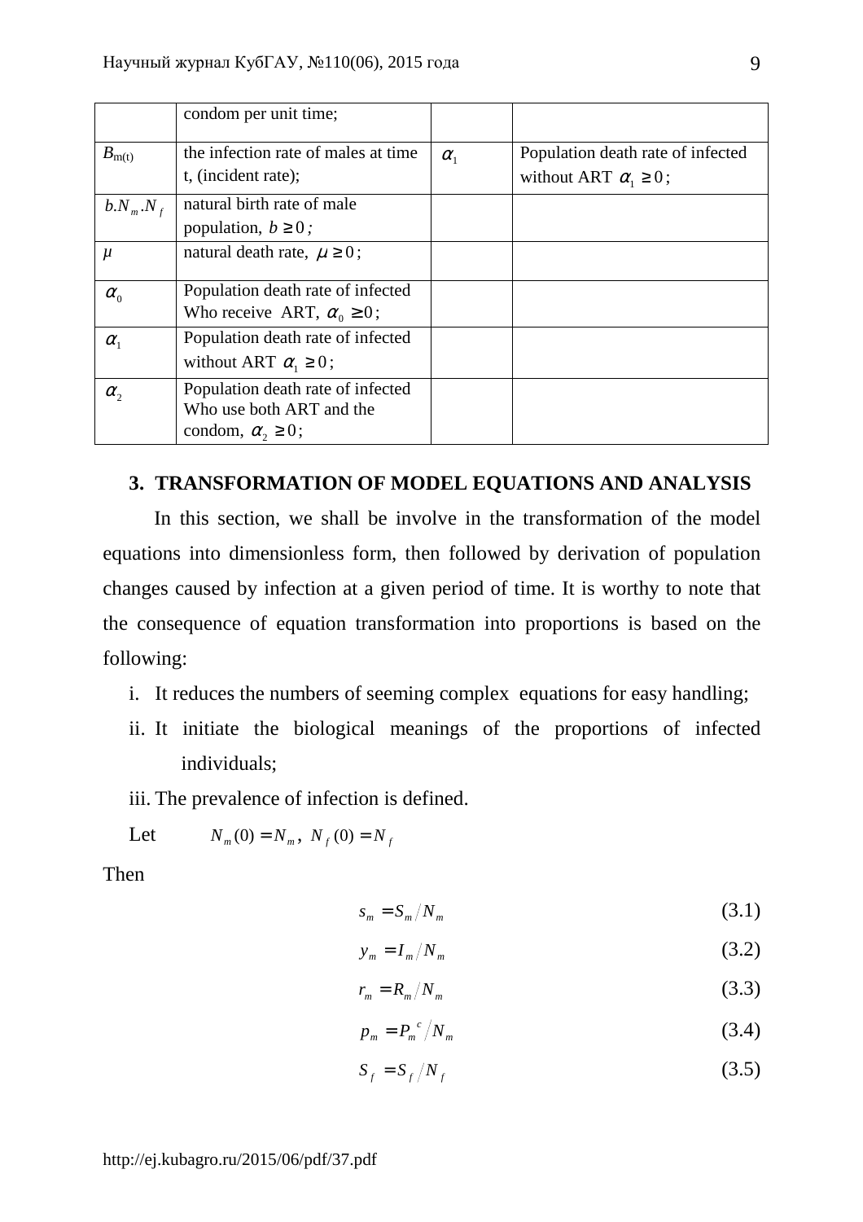|  | condom per unit time; |  |  |
|---|---|---|---|
| $B_{m(t)}$ | the infection rate of males at time t, (incident rate); | $\alpha_1$ | Population death rate of infected without ART $\alpha_1 \geq 0$; |
| $b.N_m.N_f$ | natural birth rate of male population, $b \geq 0$; |  |  |
| $\mu$ | natural death rate, $\mu \geq 0$; |  |  |
| $\alpha_0$ | Population death rate of infected Who receive ART, $\alpha_0 \geq 0$; |  |  |
| $\alpha_1$ | Population death rate of infected without ART $\alpha_1 \geq 0$; |  |  |
| $\alpha_2$ | Population death rate of infected Who use both ART and the condom, $\alpha_2 \geq 0$; |  |  |

## 3. TRANSFORMATION OF MODEL EQUATIONS AND ANALYSIS

In this section, we shall be involve in the transformation of the model equations into dimensionless form, then followed by derivation of population changes caused by infection at a given period of time. It is worthy to note that the consequence of equation transformation into proportions is based on the following:

i. It reduces the numbers of seeming complex equations for easy handling;

ii. It initiate the biological meanings of the proportions of infected individuals;

iii. The prevalence of infection is defined.

Let $N_m(0) = N_m,\ N_f(0) = N_f$

Then

$$s_m = S_m / N_m \tag{3.1}$$

$$y_m = I_m / N_m \tag{3.2}$$

$$r_m = R_m / N_m \tag{3.3}$$

$$p_m = P_m^{\ c} / N_m \tag{3.4}$$

$$S_f = S_f / N_f \tag{3.5}$$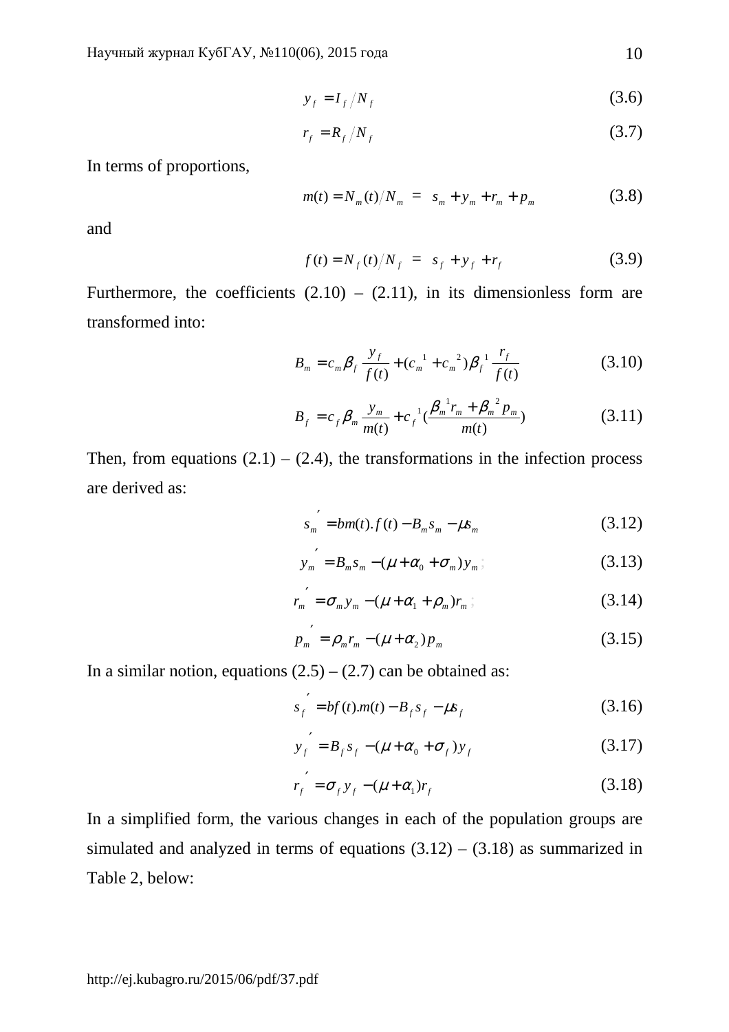$$y_f = I_f / N_f \tag{3.6}$$

$$r_f = R_f / N_f \tag{3.7}$$

In terms of proportions,

$$m(t) = N_m(t)/N_m = s_m + y_m + r_m + p_m \tag{3.8}$$

and

$$f(t) = N_f(t)/N_f = s_f + y_f + r_f \tag{3.9}$$

Furthermore, the coefficients (2.10) – (2.11), in its dimensionless form are transformed into:

$$B_m = c_m \beta_f \frac{y_f}{f(t)} + (c_m{}^1 + c_m{}^2)\beta_f{}^1 \frac{r_f}{f(t)} \tag{3.10}$$

$$B_f = c_f \beta_m \frac{y_m}{m(t)} + c_f{}^1 \left(\frac{\beta_m{}^1 r_m + \beta_m{}^2 p_m}{m(t)}\right) \tag{3.11}$$

Then, from equations (2.1) – (2.4), the transformations in the infection process are derived as:

$$s_m{}' = bm(t).f(t) - B_m s_m - \mu s_m \tag{3.12}$$

$$y_m{}' = B_m s_m - (\mu + \alpha_0 + \sigma_m) y_m ; \tag{3.13}$$

$$r_m{}' = \sigma_m y_m - (\mu + \alpha_1 + \rho_m) r_m ; \tag{3.14}$$

$$p_m{}' = \rho_m r_m - (\mu + \alpha_2) p_m \tag{3.15}$$

In a similar notion, equations (2.5) – (2.7) can be obtained as:

$$s_f{}' = bf(t).m(t) - B_f s_f - \mu s_f \tag{3.16}$$

$$y_f{}' = B_f s_f - (\mu + \alpha_0 + \sigma_f) y_f \tag{3.17}$$

$$r_f{}' = \sigma_f y_f - (\mu + \alpha_1) r_f \tag{3.18}$$

In a simplified form, the various changes in each of the population groups are simulated and analyzed in terms of equations (3.12) – (3.18) as summarized in Table 2, below: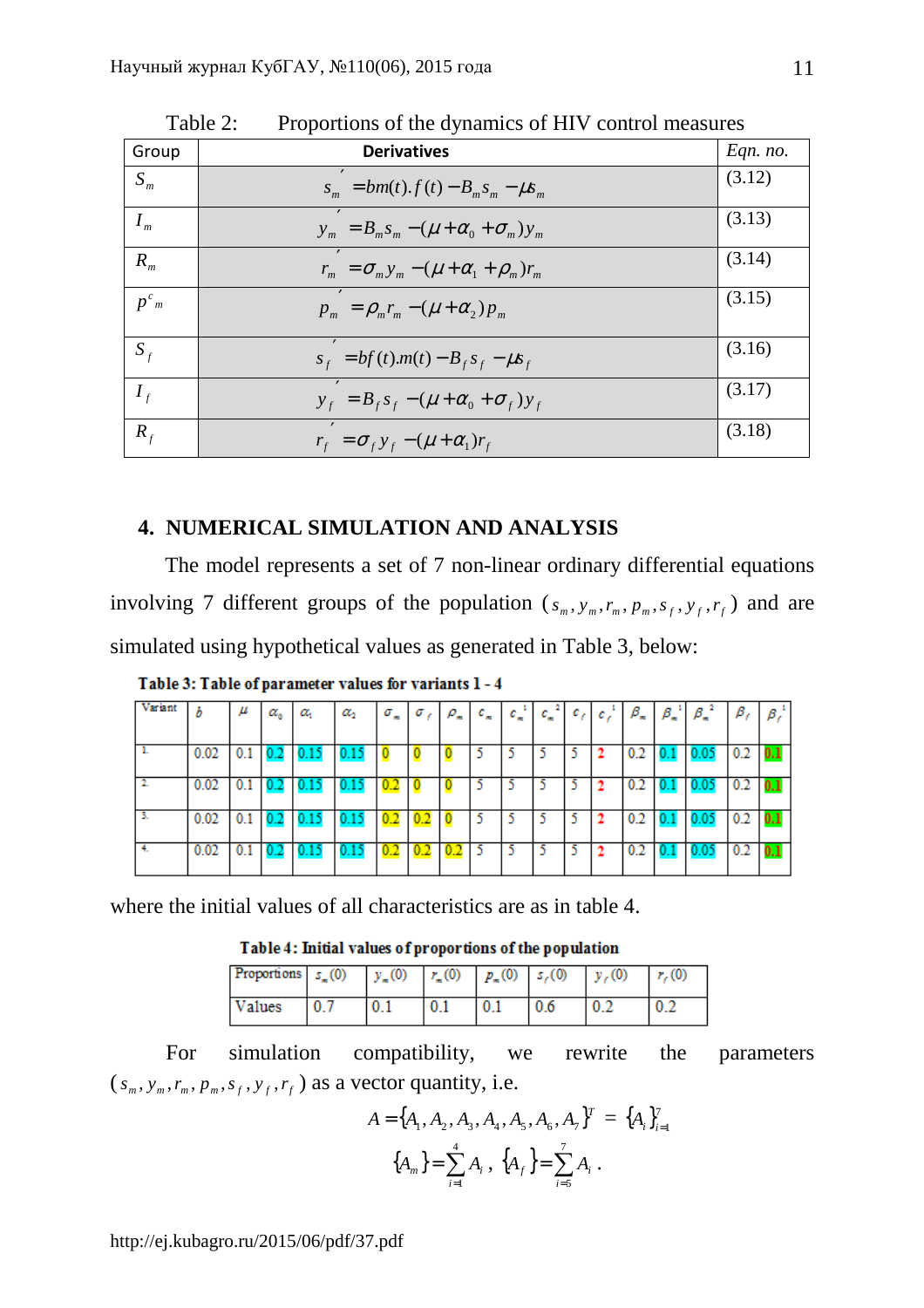Table 2: Proportions of the dynamics of HIV control measures

| Group | Derivatives | Eqn. no. |
|---|---|---|
| $S_m$ | $s_m' = bm(t).f(t) - B_m s_m - \mu s_m$ | (3.12) |
| $I_m$ | $y_m' = B_m s_m - (\mu + \alpha_0 + \sigma_m) y_m$ | (3.13) |
| $R_m$ | $r_m' = \sigma_m y_m - (\mu + \alpha_1 + \rho_m) r_m$ | (3.14) |
| $p^c{}_m$ | $p_m' = \rho_m r_m - (\mu + \alpha_2) p_m$ | (3.15) |
| $S_f$ | $s_f' = bf(t).m(t) - B_f s_f - \mu s_f$ | (3.16) |
| $I_f$ | $y_f' = B_f s_f - (\mu + \alpha_0 + \sigma_f) y_f$ | (3.17) |
| $R_f$ | $r_f' = \sigma_f y_f - (\mu + \alpha_1) r_f$ | (3.18) |

## 4. NUMERICAL SIMULATION AND ANALYSIS

The model represents a set of 7 non-linear ordinary differential equations involving 7 different groups of the population $(s_m, y_m, r_m, p_m, s_f, y_f, r_f)$ and are simulated using hypothetical values as generated in Table 3, below:

**Table 3: Table of parameter values for variants 1 - 4**

| Variant | $b$ | $\mu$ | $\alpha_0$ | $\alpha_1$ | $\alpha_2$ | $\sigma_m$ | $\sigma_f$ | $\rho_m$ | $c_m$ | $c_m^1$ | $c_m^2$ | $c_f$ | $c_f^1$ | $\beta_m$ | $\beta_m^1$ | $\beta_m^2$ | $\beta_f$ | $\beta_f^1$ |
|---|---|---|---|---|---|---|---|---|---|---|---|---|---|---|---|---|---|---|
| 1. | 0.02 | 0.1 | 0.2 | 0.15 | 0.15 | 0 | 0 | 0 | 5 | 5 | 5 | 5 | 2 | 0.2 | 0.1 | 0.05 | 0.2 | 0.1 |
| 2. | 0.02 | 0.1 | 0.2 | 0.15 | 0.15 | 0.2 | 0 | 0 | 5 | 5 | 5 | 5 | 2 | 0.2 | 0.1 | 0.05 | 0.2 | 0.1 |
| 3. | 0.02 | 0.1 | 0.2 | 0.15 | 0.15 | 0.2 | 0.2 | 0 | 5 | 5 | 5 | 5 | 2 | 0.2 | 0.1 | 0.05 | 0.2 | 0.1 |
| 4. | 0.02 | 0.1 | 0.2 | 0.15 | 0.15 | 0.2 | 0.2 | 0.2 | 5 | 5 | 5 | 5 | 2 | 0.2 | 0.1 | 0.05 | 0.2 | 0.1 |

where the initial values of all characteristics are as in table 4.

**Table 4: Initial values of proportions of the population**

| Proportions | $s_m(0)$ | $y_m(0)$ | $r_m(0)$ | $p_m(0)$ | $s_f(0)$ | $y_f(0)$ | $r_f(0)$ |
|---|---|---|---|---|---|---|---|
| Values | 0.7 | 0.1 | 0.1 | 0.1 | 0.6 | 0.2 | 0.2 |

For simulation compatibility, we rewrite the parameters $(s_m, y_m, r_m, p_m, s_f, y_f, r_f)$ as a vector quantity, i.e.

$$A = \{A_1, A_2, A_3, A_4, A_5, A_6, A_7\}^T = \{A_i\}_{i=1}^{7}$$

$$\{A_m\} = \sum_{i=1}^{4} A_i, \; \{A_f\} = \sum_{i=5}^{7} A_i .$$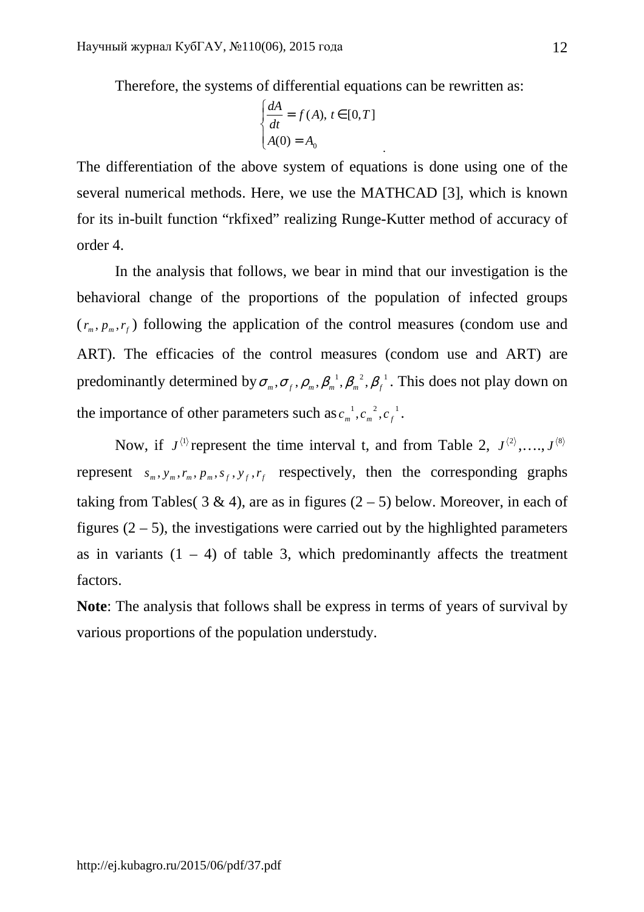Therefore, the systems of differential equations can be rewritten as:

$$\begin{cases} \dfrac{dA}{dt} = f(A), \ t \in [0, T] \\ A(0) = A_0 \end{cases}.$$

The differentiation of the above system of equations is done using one of the several numerical methods. Here, we use the MATHCAD [3], which is known for its in-built function “rkfixed” realizing Runge-Kutter method of accuracy of order 4.

In the analysis that follows, we bear in mind that our investigation is the behavioral change of the proportions of the population of infected groups ($r_m, p_m, r_f$) following the application of the control measures (condom use and ART). The efficacies of the control measures (condom use and ART) are predominantly determined by $\sigma_m, \sigma_f, \rho_m, \beta_m^{\ 1}, \beta_m^{\ 2}, \beta_f^{\ 1}$. This does not play down on the importance of other parameters such as $c_m^{\ 1}, c_m^{\ 2}, c_f^{\ 1}$.

Now, if $J^{\langle 1 \rangle}$ represent the time interval t, and from Table 2, $J^{\langle 2 \rangle}$,…., $J^{\langle 8 \rangle}$ represent $s_m, y_m, r_m, p_m, s_f, y_f, r_f$ respectively, then the corresponding graphs taking from Tables( 3 & 4), are as in figures (2 – 5) below. Moreover, in each of figures (2 – 5), the investigations were carried out by the highlighted parameters as in variants (1 – 4) of table 3, which predominantly affects the treatment factors.

**Note**: The analysis that follows shall be express in terms of years of survival by various proportions of the population understudy.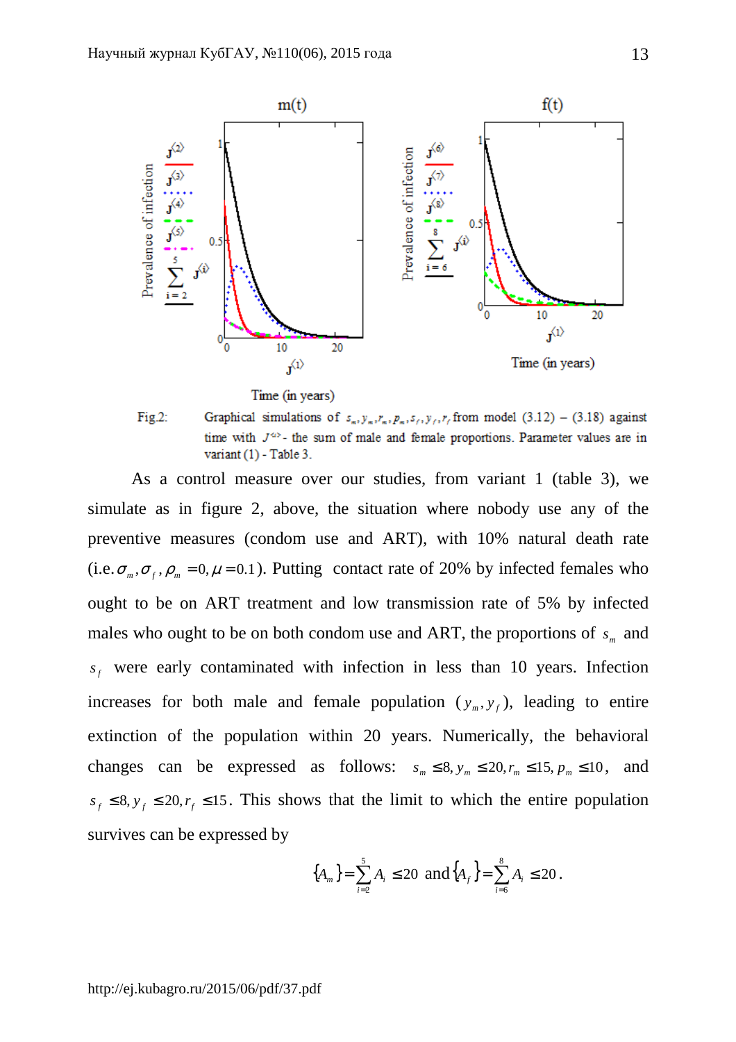Fig.2: Graphical simulations of $s_m, y_m, r_m, p_m, s_f, y_f, r_f$ from model (3.12) – (3.18) against time with $J^{\langle i \rangle}$ - the sum of male and female proportions. Parameter values are in variant (1) - Table 3.

As a control measure over our studies, from variant 1 (table 3), we simulate as in figure 2, above, the situation where nobody use any of the preventive measures (condom use and ART), with 10% natural death rate (i.e. $\sigma_m, \sigma_f, \rho_m = 0, \mu = 0.1$). Putting contact rate of 20% by infected females who ought to be on ART treatment and low transmission rate of 5% by infected males who ought to be on both condom use and ART, the proportions of $s_m$ and $s_f$ were early contaminated with infection in less than 10 years. Infection increases for both male and female population ($y_m, y_f$), leading to entire extinction of the population within 20 years. Numerically, the behavioral changes can be expressed as follows: $s_m \leq 8, y_m \leq 20, r_m \leq 15, p_m \leq 10$, and $s_f \leq 8, y_f \leq 20, r_f \leq 15$. This shows that the limit to which the entire population survives can be expressed by

$$\{A_m\} = \sum_{i=2}^{5} A_i \leq 20 \text{ and } \{A_f\} = \sum_{i=6}^{8} A_i \leq 20.$$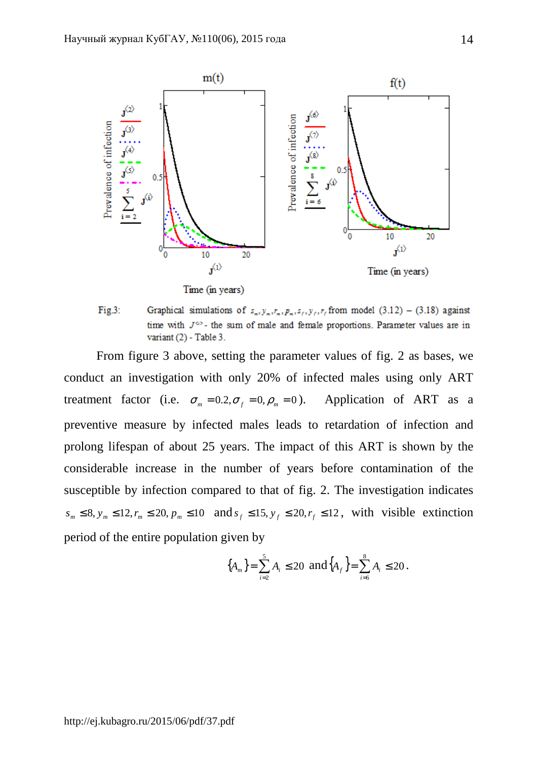Fig.3: Graphical simulations of $s_m, y_m, r_m, p_m, s_f, y_f, r_f$ from model (3.12) – (3.18) against time with $J^{<1>}$ - the sum of male and female proportions. Parameter values are in variant (2) - Table 3.

From figure 3 above, setting the parameter values of fig. 2 as bases, we conduct an investigation with only 20% of infected males using only ART treatment factor (i.e. $\sigma_m = 0.2, \sigma_f = 0, \rho_m = 0$). Application of ART as a preventive measure by infected males leads to retardation of infection and prolong lifespan of about 25 years. The impact of this ART is shown by the considerable increase in the number of years before contamination of the susceptible by infection compared to that of fig. 2. The investigation indicates $s_m \leq 8, y_m \leq 12, r_m \leq 20, p_m \leq 10$ and $s_f \leq 15, y_f \leq 20, r_f \leq 12$, with visible extinction period of the entire population given by

$$\{A_m\} = \sum_{i=2}^{5} A_i \leq 20 \text{ and } \{A_f\} = \sum_{i=6}^{8} A_i \leq 20.$$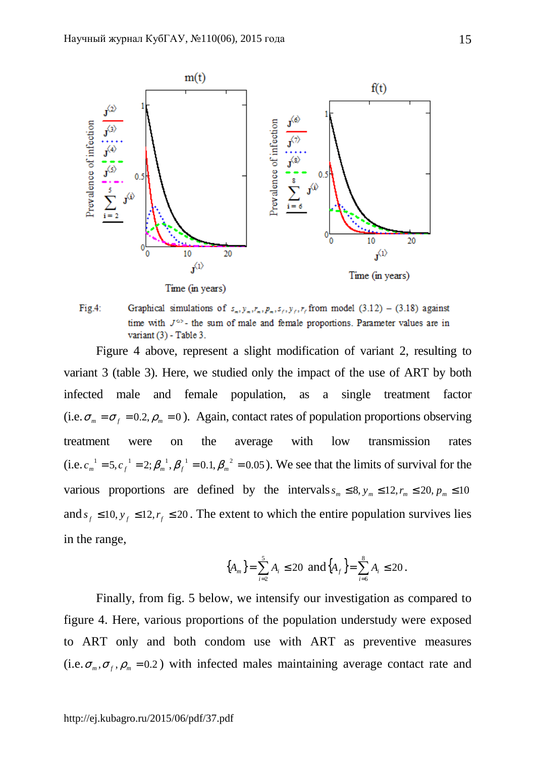Fig.4: Graphical simulations of $s_m, y_m, r_m, p_m, s_f, y_f, r_f$ from model (3.12) – (3.18) against time with $J^{\langle i \rangle}$- the sum of male and female proportions. Parameter values are in variant (3) - Table 3.

Figure 4 above, represent a slight modification of variant 2, resulting to variant 3 (table 3). Here, we studied only the impact of the use of ART by both infected male and female population, as a single treatment factor (i.e. $\sigma_m = \sigma_f = 0.2, \rho_m = 0$). Again, contact rates of population proportions observing treatment were on the average with low transmission rates (i.e. $c_m^{\ 1} = 5, c_f^{\ 1} = 2; \beta_m^{\ 1}, \beta_f^{\ 1} = 0.1, \beta_m^{\ 2} = 0.05$). We see that the limits of survival for the various proportions are defined by the intervals $s_m \le 8, y_m \le 12, r_m \le 20, p_m \le 10$ and $s_f \le 10, y_f \le 12, r_f \le 20$. The extent to which the entire population survives lies in the range,

$$\{A_m\} = \sum_{i=2}^{5} A_i \le 20 \text{ and } \{A_f\} = \sum_{i=6}^{8} A_i \le 20.$$

Finally, from fig. 5 below, we intensify our investigation as compared to figure 4. Here, various proportions of the population understudy were exposed to ART only and both condom use with ART as preventive measures (i.e. $\sigma_m, \sigma_f, \rho_m = 0.2$) with infected males maintaining average contact rate and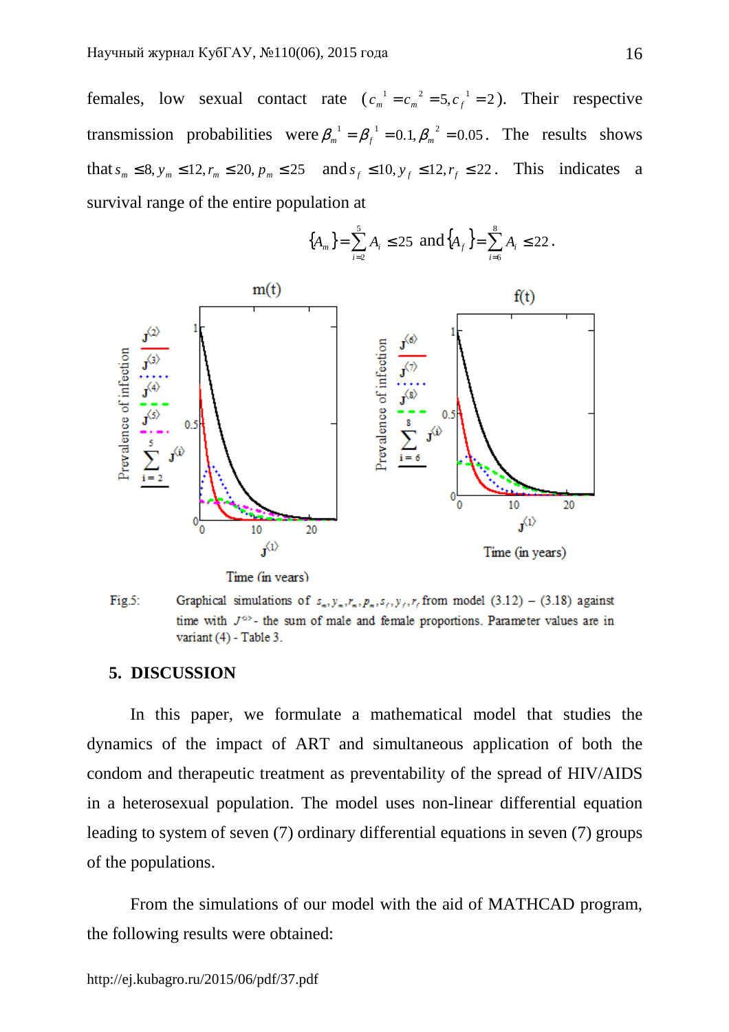females, low sexual contact rate ($c_m^1 = c_m^2 = 5, c_f^1 = 2$). Their respective transmission probabilities were $\beta_m^1 = \beta_f^1 = 0.1, \beta_m^2 = 0.05$. The results shows that $s_m \leq 8, y_m \leq 12, r_m \leq 20, p_m \leq 25$ and $s_f \leq 10, y_f \leq 12, r_f \leq 22$. This indicates a survival range of the entire population at

$$\{A_m\} = \sum_{i=2}^{5} A_i \leq 25 \text{ and } \{A_f\} = \sum_{i=6}^{8} A_i \leq 22.$$

Fig.5: Graphical simulations of $s_m, y_m, r_m, p_m, s_f, y_f, r_f$ from model (3.12) – (3.18) against time with $J^{\langle 1 \rangle}$ - the sum of male and female proportions. Parameter values are in variant (4) - Table 3.

## 5. DISCUSSION

In this paper, we formulate a mathematical model that studies the dynamics of the impact of ART and simultaneous application of both the condom and therapeutic treatment as preventability of the spread of HIV/AIDS in a heterosexual population. The model uses non-linear differential equation leading to system of seven (7) ordinary differential equations in seven (7) groups of the populations.

From the simulations of our model with the aid of MATHCAD program, the following results were obtained: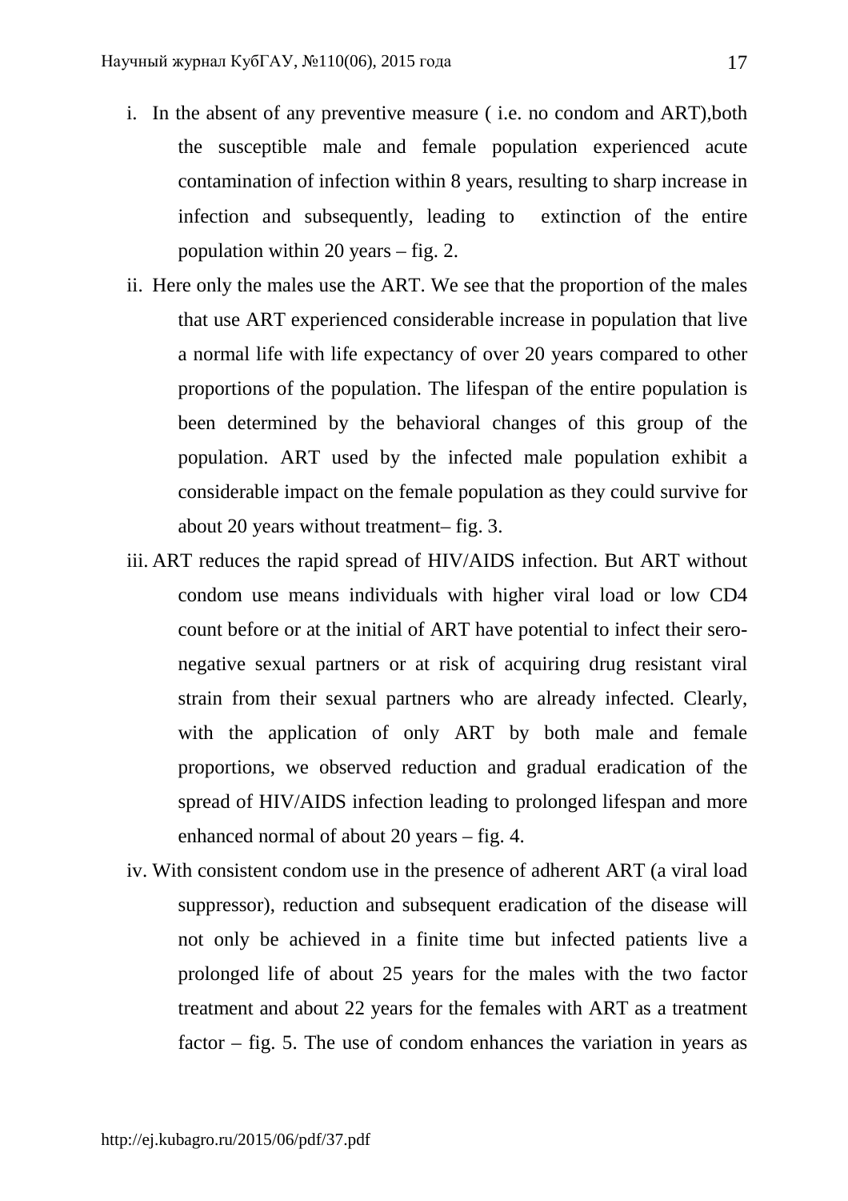i. In the absent of any preventive measure ( i.e. no condom and ART),both the susceptible male and female population experienced acute contamination of infection within 8 years, resulting to sharp increase in infection and subsequently, leading to extinction of the entire population within 20 years – fig. 2.

ii. Here only the males use the ART. We see that the proportion of the males that use ART experienced considerable increase in population that live a normal life with life expectancy of over 20 years compared to other proportions of the population. The lifespan of the entire population is been determined by the behavioral changes of this group of the population. ART used by the infected male population exhibit a considerable impact on the female population as they could survive for about 20 years without treatment– fig. 3.

iii. ART reduces the rapid spread of HIV/AIDS infection. But ART without condom use means individuals with higher viral load or low CD4 count before or at the initial of ART have potential to infect their sero-negative sexual partners or at risk of acquiring drug resistant viral strain from their sexual partners who are already infected. Clearly, with the application of only ART by both male and female proportions, we observed reduction and gradual eradication of the spread of HIV/AIDS infection leading to prolonged lifespan and more enhanced normal of about 20 years – fig. 4.

iv. With consistent condom use in the presence of adherent ART (a viral load suppressor), reduction and subsequent eradication of the disease will not only be achieved in a finite time but infected patients live a prolonged life of about 25 years for the males with the two factor treatment and about 22 years for the females with ART as a treatment factor – fig. 5. The use of condom enhances the variation in years as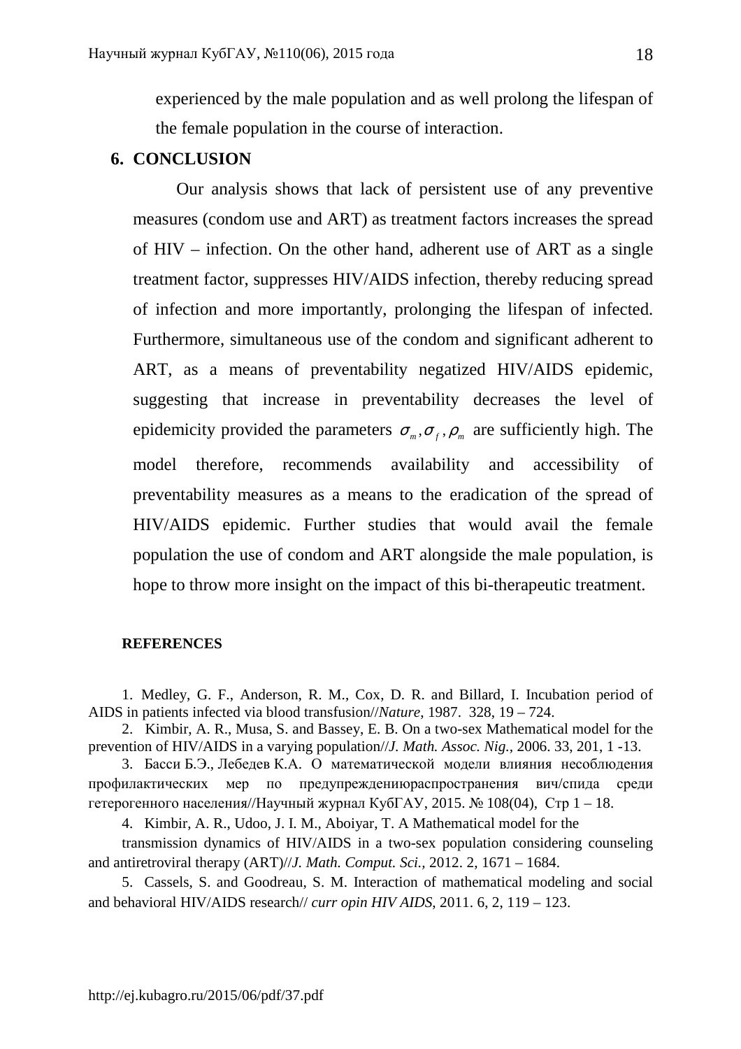experienced by the male population and as well prolong the lifespan of the female population in the course of interaction.

## 6. CONCLUSION

Our analysis shows that lack of persistent use of any preventive measures (condom use and ART) as treatment factors increases the spread of HIV – infection. On the other hand, adherent use of ART as a single treatment factor, suppresses HIV/AIDS infection, thereby reducing spread of infection and more importantly, prolonging the lifespan of infected. Furthermore, simultaneous use of the condom and significant adherent to ART, as a means of preventability negatized HIV/AIDS epidemic, suggesting that increase in preventability decreases the level of epidemicity provided the parameters $\sigma_m, \sigma_f, \rho_m$ are sufficiently high. The model therefore, recommends availability and accessibility of preventability measures as a means to the eradication of the spread of HIV/AIDS epidemic. Further studies that would avail the female population the use of condom and ART alongside the male population, is hope to throw more insight on the impact of this bi-therapeutic treatment.

### REFERENCES

1. Medley, G. F., Anderson, R. M., Cox, D. R. and Billard, I. Incubation period of AIDS in patients infected via blood transfusion//*Nature*, 1987. 328, 19 – 724.
2. Kimbir, A. R., Musa, S. and Bassey, E. B. On a two-sex Mathematical model for the prevention of HIV/AIDS in a varying population//*J. Math. Assoc. Nig.*, 2006. 33, 201, 1 -13.
3. Басси Б.Э., Лебедев К.А. О математической модели влияния несоблюдения профилактических мер по предупреждениюраспространения вич/спида среди гетерогенного населения//Научный журнал КубГАУ, 2015. № 108(04), Стр 1 – 18.
4. Kimbir, A. R., Udoo, J. I. M., Aboiyar, T. A Mathematical model for the transmission dynamics of HIV/AIDS in a two-sex population considering counseling and antiretroviral therapy (ART)//*J. Math. Comput. Sci.*, 2012. 2, 1671 – 1684.
5. Cassels, S. and Goodreau, S. M. Interaction of mathematical modeling and social and behavioral HIV/AIDS research// *curr opin HIV AIDS*, 2011. 6, 2, 119 – 123.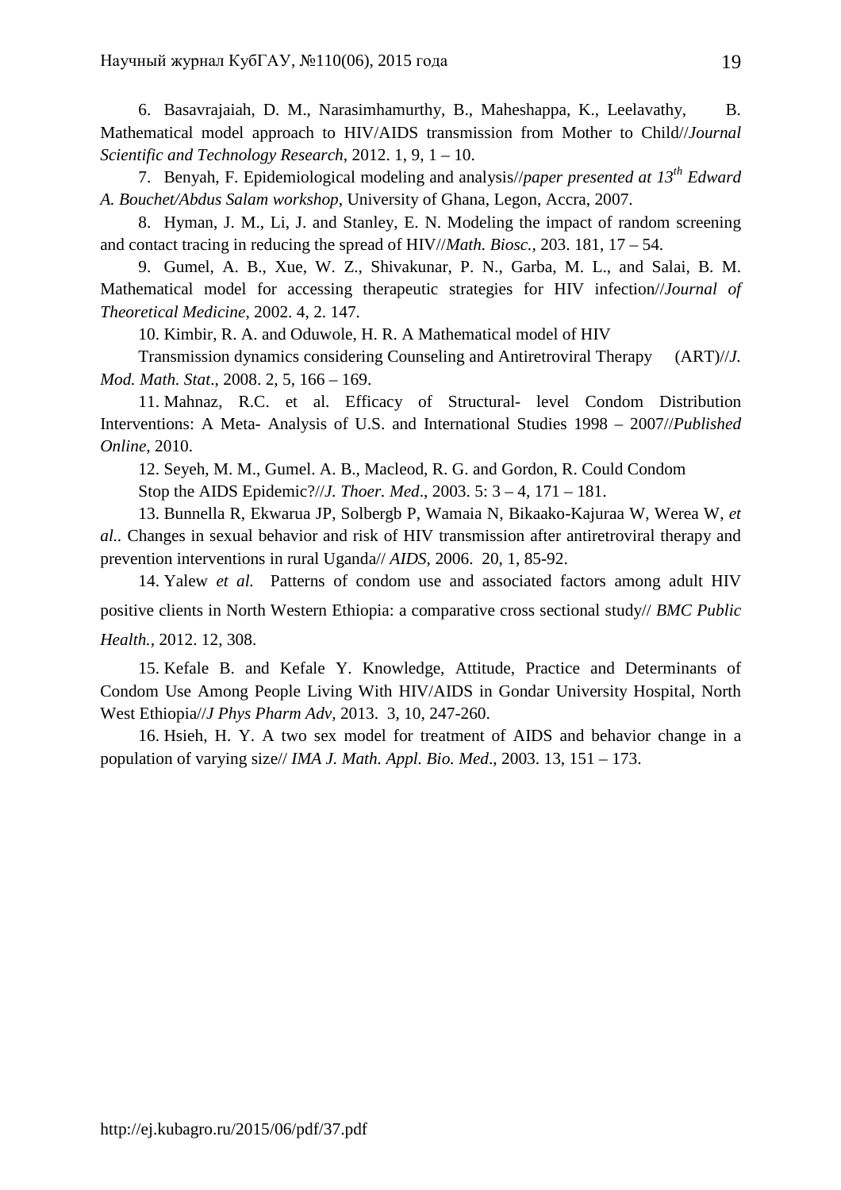6. Basavrajaiah, D. M., Narasimhamurthy, B., Maheshappa, K., Leelavathy, B. Mathematical model approach to HIV/AIDS transmission from Mother to Child//*Journal Scientific and Technology Research*, 2012. 1, 9, 1 – 10.

7. Benyah, F. Epidemiological modeling and analysis//*paper presented at 13[th] Edward A. Bouchet/Abdus Salam workshop*, University of Ghana, Legon, Accra, 2007.

8. Hyman, J. M., Li, J. and Stanley, E. N. Modeling the impact of random screening and contact tracing in reducing the spread of HIV//*Math. Biosc.*, 203. 181, 17 – 54.

9. Gumel, A. B., Xue, W. Z., Shivakunar, P. N., Garba, M. L., and Salai, B. M. Mathematical model for accessing therapeutic strategies for HIV infection//*Journal of Theoretical Medicine*, 2002. 4, 2. 147.

10. Kimbir, R. A. and Oduwole, H. R. A Mathematical model of HIV Transmission dynamics considering Counseling and Antiretroviral Therapy (ART)//*J. Mod. Math. Stat*., 2008. 2, 5, 166 – 169.

11. Mahnaz, R.C. et al. Efficacy of Structural- level Condom Distribution Interventions: A Meta- Analysis of U.S. and International Studies 1998 – 2007//*Published Online*, 2010.

12. Seyeh, M. M., Gumel. A. B., Macleod, R. G. and Gordon, R. Could Condom Stop the AIDS Epidemic?//*J. Thoer. Med*., 2003. 5: 3 – 4, 171 – 181.

13. Bunnella R, Ekwarua JP, Solbergb P, Wamaia N, Bikaako-Kajuraa W, Werea W, *et al.*. Changes in sexual behavior and risk of HIV transmission after antiretroviral therapy and prevention interventions in rural Uganda// *AIDS*, 2006. 20, 1, 85-92.

14. Yalew *et al.* Patterns of condom use and associated factors among adult HIV positive clients in North Western Ethiopia: a comparative cross sectional study// *BMC Public Health.*, 2012. 12, 308.

15. Kefale B. and Kefale Y. Knowledge, Attitude, Practice and Determinants of Condom Use Among People Living With HIV/AIDS in Gondar University Hospital, North West Ethiopia//*J Phys Pharm Adv*, 2013. 3, 10, 247-260.

16. Hsieh, H. Y. A two sex model for treatment of AIDS and behavior change in a population of varying size// *IMA J. Math. Appl. Bio. Med*., 2003. 13, 151 – 173.